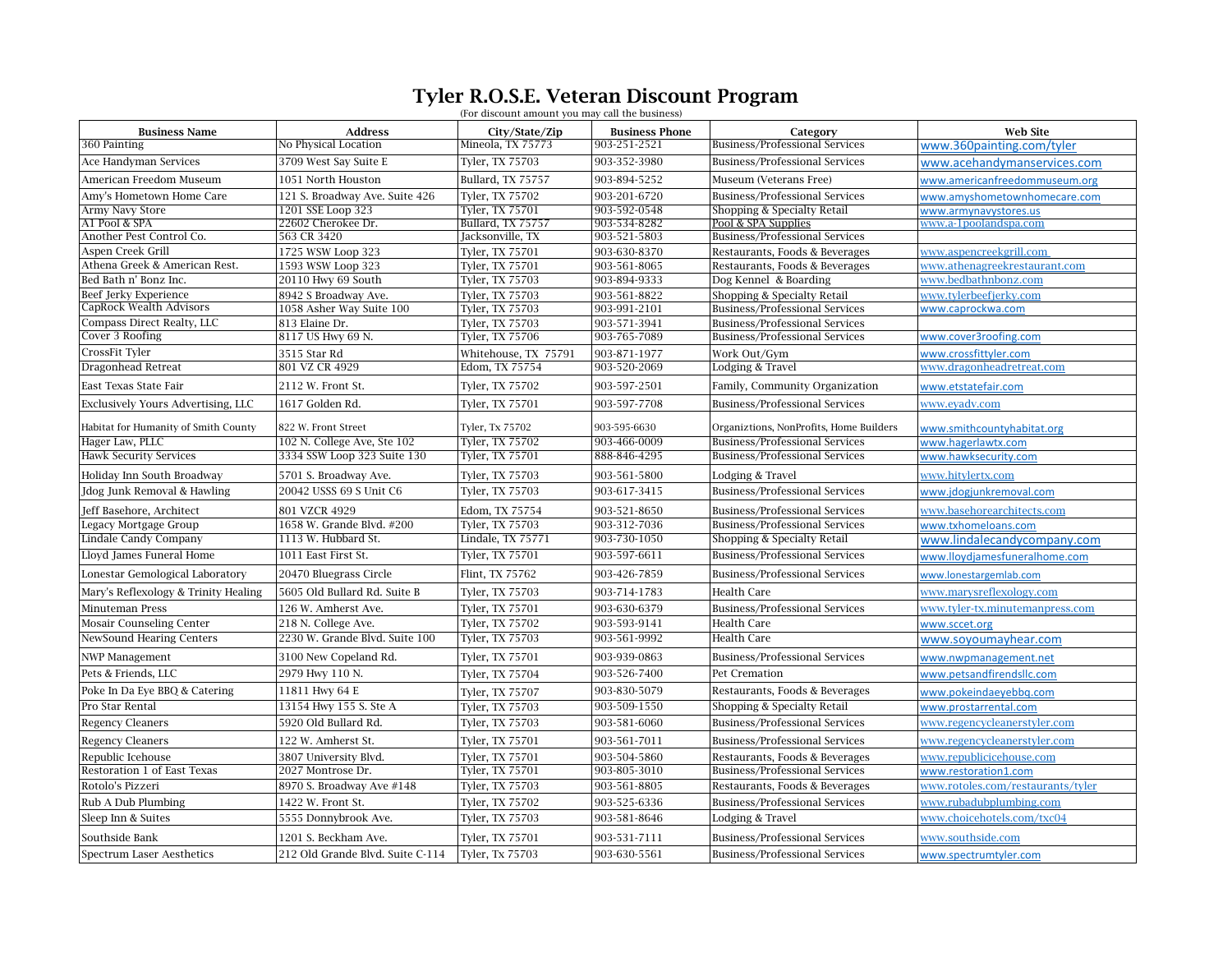# Tyler R.O.S.E. Veteran Discount Program

(For discount amount you may call the business)

| Business Name | Address | City/State/Zip | Business Phone | Category | Web Site |
|---|---|---|---|---|---|
| 360 Painting | No Physical Location | Mineola, TX 75773 | 903-251-2521 | Business/Professional Services | www.360painting.com/tyler |
| Ace Handyman Services | 3709 West Say Suite E | Tyler, TX 75703 | 903-352-3980 | Business/Professional Services | www.acehandymanservices.com |
| American Freedom Museum | 1051 North Houston | Bullard, TX 75757 | 903-894-5252 | Museum (Veterans Free) | www.americanfreedommuseum.org |
| Amy's Hometown Home Care | 121 S. Broadway Ave. Suite 426 | Tyler, TX 75702 | 903-201-6720 | Business/Professional Services | www.amyshometownhomecare.com |
| Army Navy Store | 1201 SSE Loop 323 | Tyler, TX 75701 | 903-592-0548 | Shopping & Specialty Retail | www.armynavystores.us |
| A1 Pool & SPA | 22602 Cherokee Dr. | Bullard, TX 75757 | 903-534-8282 | Pool & SPA Supplies | www.a-1poolandspa.com |
| Another Pest Control Co. | 563 CR 3420 | Jacksonville, TX | 903-521-5803 | Business/Professional Services | |
| Aspen Creek Grill | 1725 WSW Loop 323 | Tyler, TX 75701 | 903-630-8370 | Restaurants, Foods & Beverages | www.aspencreekgrill.com |
| Athena Greek & American Rest. | 1593 WSW Loop 323 | Tyler, TX 75701 | 903-561-8065 | Restaurants, Foods & Beverages | www.athenagreekrestaurant.com |
| Bed Bath n' Bonz Inc. | 20110 Hwy 69 South | Tyler, TX 75703 | 903-894-9333 | Dog Kennel & Boarding | www.bedbathnbonz.com |
| Beef Jerky Experience | 8942 S Broadway Ave. | Tyler, TX 75703 | 903-561-8822 | Shopping & Specialty Retail | www.tylerbeefjerky.com |
| CapRock Wealth Advisors | 1058 Asher Way Suite 100 | Tyler, TX 75703 | 903-991-2101 | Business/Professional Services | www.caprockwa.com |
| Compass Direct Realty, LLC | 813 Elaine Dr. | Tyler, TX 75703 | 903-571-3941 | Business/Professional Services | |
| Cover 3 Roofing | 8117 US Hwy 69 N. | Tyler, TX 75706 | 903-765-7089 | Business/Professional Services | www.cover3roofing.com |
| CrossFit Tyler | 3515 Star Rd | Whitehouse, TX 75791 | 903-871-1977 | Work Out/Gym | www.crossfittyler.com |
| Dragonhead Retreat | 801 VZ CR 4929 | Edom, TX 75754 | 903-520-2069 | Lodging & Travel | www.dragonheadretreat.com |
| East Texas State Fair | 2112 W. Front St. | Tyler, TX 75702 | 903-597-2501 | Family, Community Organization | www.etstatefair.com |
| Exclusively Yours Advertising, LLC | 1617 Golden Rd. | Tyler, TX 75701 | 903-597-7708 | Business/Professional Services | www.eyadv.com |
| Habitat for Humanity of Smith County | 822 W. Front Street | Tyler, Tx 75702 | 903-595-6630 | Organiztions, NonProfits, Home Builders | www.smithcountyhabitat.org |
| Hager Law, PLLC | 102 N. College Ave, Ste 102 | Tyler, TX 75702 | 903-466-0009 | Business/Professional Services | www.hagerlawtx.com |
| Hawk Security Services | 3334 SSW Loop 323 Suite 130 | Tyler, TX 75701 | 888-846-4295 | Business/Professional Services | www.hawksecurity.com |
| Holiday Inn South Broadway | 5701 S. Broadway Ave. | Tyler, TX 75703 | 903-561-5800 | Lodging & Travel | www.hitylertx.com |
| Jdog Junk Removal & Hawling | 20042 USSS 69 S Unit C6 | Tyler, TX 75703 | 903-617-3415 | Business/Professional Services | www.jdogjunkremoval.com |
| Jeff Basehore, Architect | 801 VZCR 4929 | Edom, TX 75754 | 903-521-8650 | Business/Professional Services | www.basehorearchitects.com |
| Legacy Mortgage Group | 1658 W. Grande Blvd. #200 | Tyler, TX 75703 | 903-312-7036 | Business/Professional Services | www.txhomeloans.com |
| Lindale Candy Company | 1113 W. Hubbard St. | Lindale, TX 75771 | 903-730-1050 | Shopping & Specialty Retail | www.lindalecandycompany.com |
| Lloyd James Funeral Home | 1011 East First St. | Tyler, TX 75701 | 903-597-6611 | Business/Professional Services | www.lloydjamesfuneralhome.com |
| Lonestar Gemological Laboratory | 20470 Bluegrass Circle | Flint, TX 75762 | 903-426-7859 | Business/Professional Services | www.lonestargemlab.com |
| Mary's Reflexology & Trinity Healing | 5605 Old Bullard Rd. Suite B | Tyler, TX 75703 | 903-714-1783 | Health Care | www.marysreflexology.com |
| Minuteman Press | 126 W. Amherst Ave. | Tyler, TX 75701 | 903-630-6379 | Business/Professional Services | www.tyler-tx.minutemanpress.com |
| Mosair Counseling Center | 218 N. College Ave. | Tyler, TX 75702 | 903-593-9141 | Health Care | www.sccet.org |
| NewSound Hearing Centers | 2230 W. Grande Blvd. Suite 100 | Tyler, TX 75703 | 903-561-9992 | Health Care | www.soyoumayhear.com |
| NWP Management | 3100 New Copeland Rd. | Tyler, TX 75701 | 903-939-0863 | Business/Professional Services | www.nwpmanagement.net |
| Pets & Friends, LLC | 2979 Hwy 110 N. | Tyler, TX 75704 | 903-526-7400 | Pet Cremation | www.petsandfirendsllc.com |
| Poke In Da Eye BBQ & Catering | 11811 Hwy 64 E | Tyler, TX 75707 | 903-830-5079 | Restaurants, Foods & Beverages | www.pokeindaeyebbq.com |
| Pro Star Rental | 13154 Hwy 155 S. Ste A | Tyler, TX 75703 | 903-509-1550 | Shopping & Specialty Retail | www.prostarrental.com |
| Regency Cleaners | 5920 Old Bullard Rd. | Tyler, TX 75703 | 903-581-6060 | Business/Professional Services | www.regencycleanerstyler.com |
| Regency Cleaners | 122 W. Amherst St. | Tyler, TX 75701 | 903-561-7011 | Business/Professional Services | www.regencycleanerstyler.com |
| Republic Icehouse | 3807 University Blvd. | Tyler, TX 75701 | 903-504-5860 | Restaurants, Foods & Beverages | www.republicicehouse.com |
| Restoration 1 of East Texas | 2027 Montrose Dr. | Tyler, TX 75701 | 903-805-3010 | Business/Professional Services | www.restoration1.com |
| Rotolo's Pizzeri | 8970 S. Broadway Ave #148 | Tyler, TX 75703 | 903-561-8805 | Restaurants, Foods & Beverages | www.rotoles.com/restaurants/tyler |
| Rub A Dub Plumbing | 1422 W. Front St. | Tyler, TX 75702 | 903-525-6336 | Business/Professional Services | www.rubadubplumbing.com |
| Sleep Inn & Suites | 5555 Donnybrook Ave. | Tyler, TX 75703 | 903-581-8646 | Lodging & Travel | www.choicehotels.com/txc04 |
| Southside Bank | 1201 S. Beckham Ave. | Tyler, TX 75701 | 903-531-7111 | Business/Professional Services | www.southside.com |
| Spectrum Laser Aesthetics | 212 Old Grande Blvd. Suite C-114 | Tyler, Tx 75703 | 903-630-5561 | Business/Professional Services | www.spectrumtyler.com |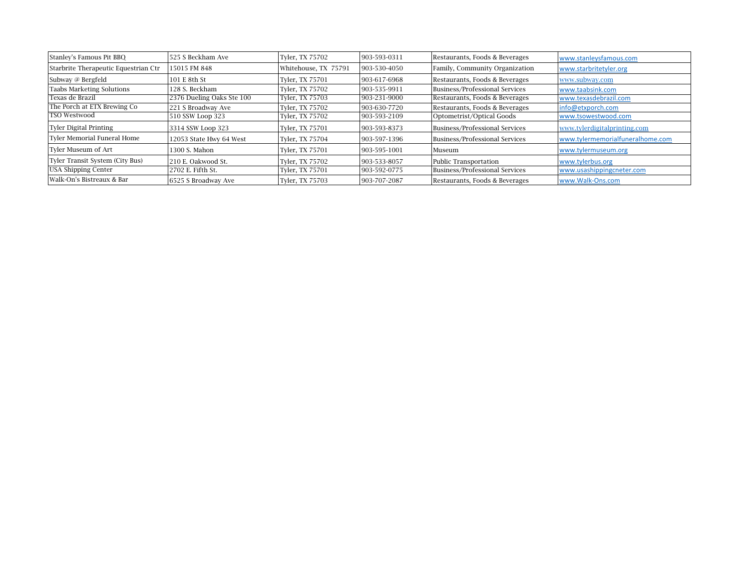| | | | | | |
|---|---|---|---|---|---|
| Stanley's Famous Pit BBQ | 525 S Beckham Ave | Tyler, TX 75702 | 903-593-0311 | Restaurants, Foods & Beverages | www.stanleysfamous.com |
| Starbrite Therapeutic Equestrian Ctr | 15015 FM 848 | Whitehouse, TX 75791 | 903-530-4050 | Family, Community Organization | www.starbritetyler.org |
| Subway @ Bergfeld | 101 E 8th St | Tyler, TX 75701 | 903-617-6968 | Restaurants, Foods & Beverages | www.subway.com |
| Taabs Marketing Solutions | 128 S. Beckham | Tyler, TX 75702 | 903-535-9911 | Business/Professional Services | www.taabsink.com |
| Texas de Brazil | 2376 Dueling Oaks Ste 100 | Tyler, TX 75703 | 903-231-9000 | Restaurants, Foods & Beverages | www.texasdebrazil.com |
| The Porch at ETX Brewing Co | 221 S Broadway Ave | Tyler, TX 75702 | 903-630-7720 | Restaurants, Foods & Beverages | info@etxporch.com |
| TSO Westwood | 510 SSW Loop 323 | Tyler, TX 75702 | 903-593-2109 | Optometrist/Optical Goods | www.tsowestwood.com |
| Tyler Digital Printing | 3314 SSW Loop 323 | Tyler, TX 75701 | 903-593-8373 | Business/Professional Services | www.tylerdigitalprinting.com |
| Tyler Memorial Funeral Home | 12053 State Hwy 64 West | Tyler, TX 75704 | 903-597-1396 | Business/Professional Services | www.tylermemorialfuneralhome.com |
| Tyler Museum of Art | 1300 S. Mahon | Tyler, TX 75701 | 903-595-1001 | Museum | www.tylermuseum.org |
| Tyler Transit System (City Bus) | 210 E. Oakwood St. | Tyler, TX 75702 | 903-533-8057 | Public Transportation | www.tylerbus.org |
| USA Shipping Center | 2702 E. Fifth St. | Tyler, TX 75701 | 903-592-0775 | Business/Professional Services | www.usashippingcneter.com |
| Walk-On's Bistreaux & Bar | 6525 S Broadway Ave | Tyler, TX 75703 | 903-707-2087 | Restaurants, Foods & Beverages | www.Walk-Ons.com |